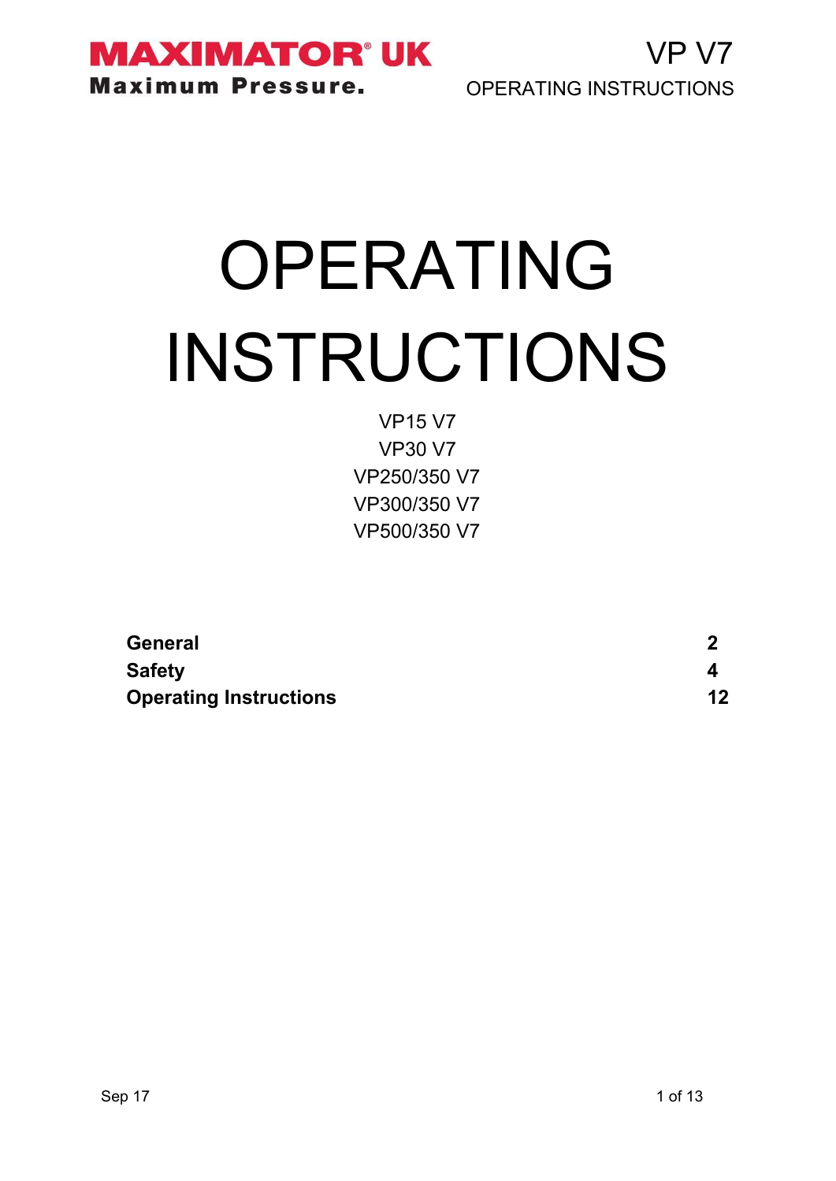**MAXIMATOR® UK**
**Maximum Pressure.**

VP V7
OPERATING INSTRUCTIONS

# OPERATING INSTRUCTIONS

VP15 V7
VP30 V7
VP250/350 V7
VP300/350 V7
VP500/350 V7

| | |
|---|---|
| **General** | **2** |
| **Safety** | **4** |
| **Operating Instructions** | **12** |

Sep 17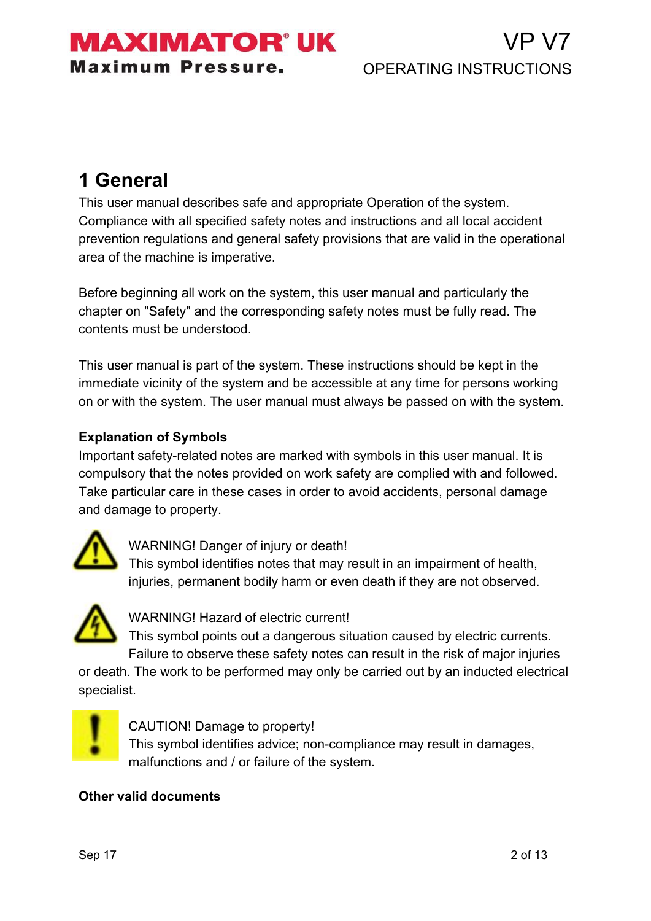# 1 General

This user manual describes safe and appropriate Operation of the system. Compliance with all specified safety notes and instructions and all local accident prevention regulations and general safety provisions that are valid in the operational area of the machine is imperative.

Before beginning all work on the system, this user manual and particularly the chapter on "Safety" and the corresponding safety notes must be fully read. The contents must be understood.

This user manual is part of the system. These instructions should be kept in the immediate vicinity of the system and be accessible at any time for persons working on or with the system. The user manual must always be passed on with the system.

**Explanation of Symbols**

Important safety-related notes are marked with symbols in this user manual. It is compulsory that the notes provided on work safety are complied with and followed. Take particular care in these cases in order to avoid accidents, personal damage and damage to property.

WARNING! Danger of injury or death!
This symbol identifies notes that may result in an impairment of health, injuries, permanent bodily harm or even death if they are not observed.

WARNING! Hazard of electric current!
This symbol points out a dangerous situation caused by electric currents. Failure to observe these safety notes can result in the risk of major injuries or death. The work to be performed may only be carried out by an inducted electrical specialist.

CAUTION! Damage to property!
This symbol identifies advice; non-compliance may result in damages, malfunctions and / or failure of the system.

**Other valid documents**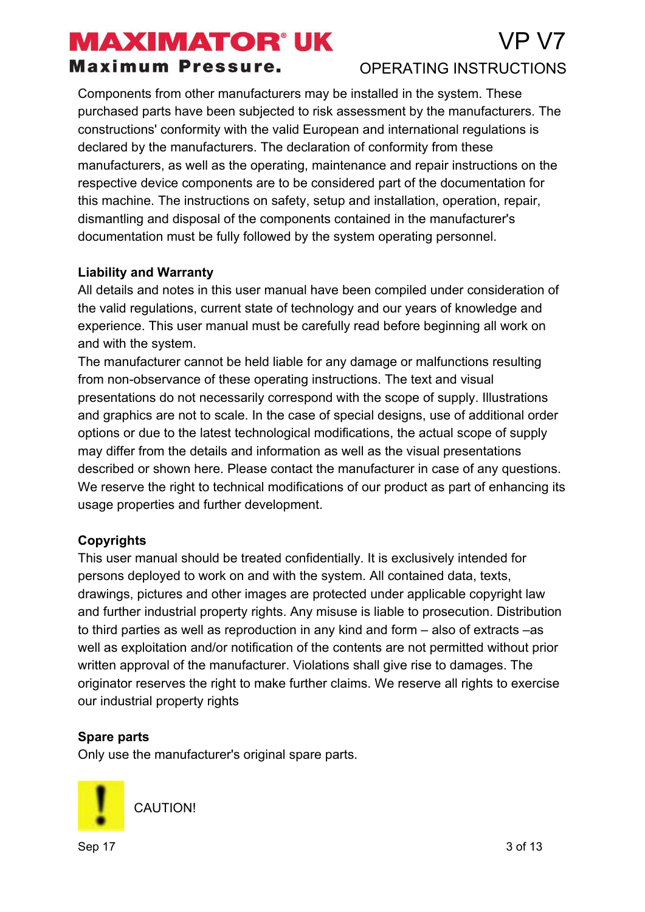Components from other manufacturers may be installed in the system. These purchased parts have been subjected to risk assessment by the manufacturers. The constructions' conformity with the valid European and international regulations is declared by the manufacturers. The declaration of conformity from these manufacturers, as well as the operating, maintenance and repair instructions on the respective device components are to be considered part of the documentation for this machine. The instructions on safety, setup and installation, operation, repair, dismantling and disposal of the components contained in the manufacturer's documentation must be fully followed by the system operating personnel.

**Liability and Warranty**

All details and notes in this user manual have been compiled under consideration of the valid regulations, current state of technology and our years of knowledge and experience. This user manual must be carefully read before beginning all work on and with the system.

The manufacturer cannot be held liable for any damage or malfunctions resulting from non-observance of these operating instructions. The text and visual presentations do not necessarily correspond with the scope of supply. Illustrations and graphics are not to scale. In the case of special designs, use of additional order options or due to the latest technological modifications, the actual scope of supply may differ from the details and information as well as the visual presentations described or shown here. Please contact the manufacturer in case of any questions. We reserve the right to technical modifications of our product as part of enhancing its usage properties and further development.

**Copyrights**

This user manual should be treated confidentially. It is exclusively intended for persons deployed to work on and with the system. All contained data, texts, drawings, pictures and other images are protected under applicable copyright law and further industrial property rights. Any misuse is liable to prosecution. Distribution to third parties as well as reproduction in any kind and form – also of extracts –as well as exploitation and/or notification of the contents are not permitted without prior written approval of the manufacturer. Violations shall give rise to damages. The originator reserves the right to make further claims. We reserve all rights to exercise our industrial property rights

**Spare parts**

Only use the manufacturer's original spare parts.

CAUTION!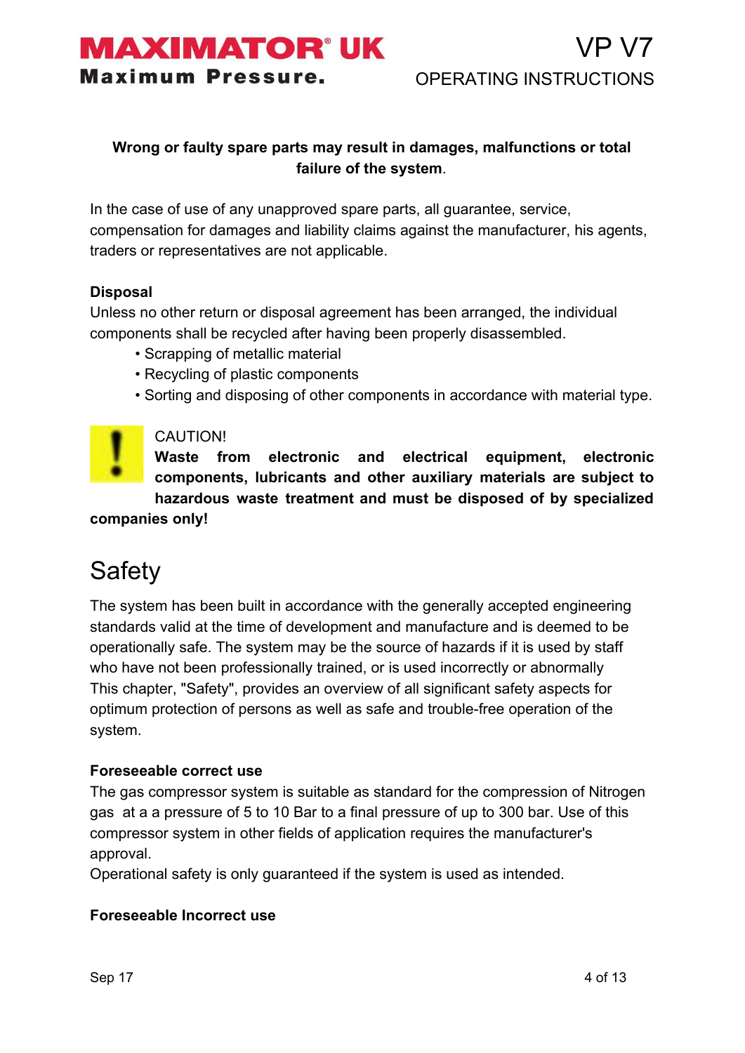**Wrong or faulty spare parts may result in damages, malfunctions or total failure of the system**.

In the case of use of any unapproved spare parts, all guarantee, service, compensation for damages and liability claims against the manufacturer, his agents, traders or representatives are not applicable.

**Disposal**

Unless no other return or disposal agreement has been arranged, the individual components shall be recycled after having been properly disassembled.

- Scrapping of metallic material
- Recycling of plastic components
- Sorting and disposing of other components in accordance with material type.

CAUTION!

**Waste from electronic and electrical equipment, electronic components, lubricants and other auxiliary materials are subject to hazardous waste treatment and must be disposed of by specialized companies only!**

# Safety

The system has been built in accordance with the generally accepted engineering standards valid at the time of development and manufacture and is deemed to be operationally safe. The system may be the source of hazards if it is used by staff who have not been professionally trained, or is used incorrectly or abnormally This chapter, "Safety", provides an overview of all significant safety aspects for optimum protection of persons as well as safe and trouble-free operation of the system.

**Foreseeable correct use**

The gas compressor system is suitable as standard for the compression of Nitrogen gas at a a pressure of 5 to 10 Bar to a final pressure of up to 300 bar. Use of this compressor system in other fields of application requires the manufacturer's approval.

Operational safety is only guaranteed if the system is used as intended.

**Foreseeable Incorrect use**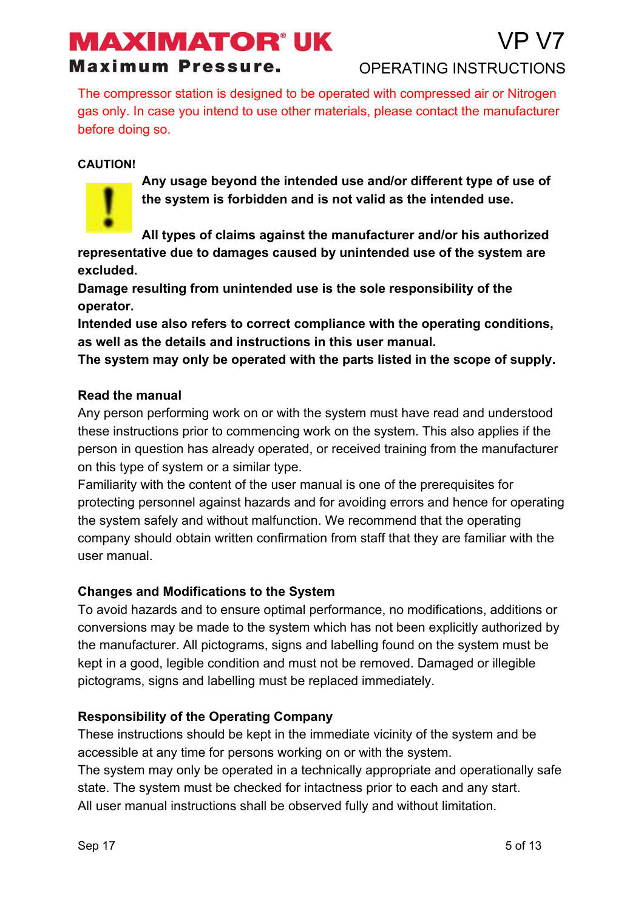The compressor station is designed to be operated with compressed air or Nitrogen gas only. In case you intend to use other materials, please contact the manufacturer before doing so.

**CAUTION!**

**Any usage beyond the intended use and/or different type of use of the system is forbidden and is not valid as the intended use.**

**All types of claims against the manufacturer and/or his authorized representative due to damages caused by unintended use of the system are excluded.**
**Damage resulting from unintended use is the sole responsibility of the operator.**
**Intended use also refers to correct compliance with the operating conditions, as well as the details and instructions in this user manual.**
**The system may only be operated with the parts listed in the scope of supply.**

**Read the manual**

Any person performing work on or with the system must have read and understood these instructions prior to commencing work on the system. This also applies if the person in question has already operated, or received training from the manufacturer on this type of system or a similar type.
Familiarity with the content of the user manual is one of the prerequisites for protecting personnel against hazards and for avoiding errors and hence for operating the system safely and without malfunction. We recommend that the operating company should obtain written confirmation from staff that they are familiar with the user manual.

**Changes and Modifications to the System**

To avoid hazards and to ensure optimal performance, no modifications, additions or conversions may be made to the system which has not been explicitly authorized by the manufacturer. All pictograms, signs and labelling found on the system must be kept in a good, legible condition and must not be removed. Damaged or illegible pictograms, signs and labelling must be replaced immediately.

**Responsibility of the Operating Company**

These instructions should be kept in the immediate vicinity of the system and be accessible at any time for persons working on or with the system.
The system may only be operated in a technically appropriate and operationally safe state. The system must be checked for intactness prior to each and any start.
All user manual instructions shall be observed fully and without limitation.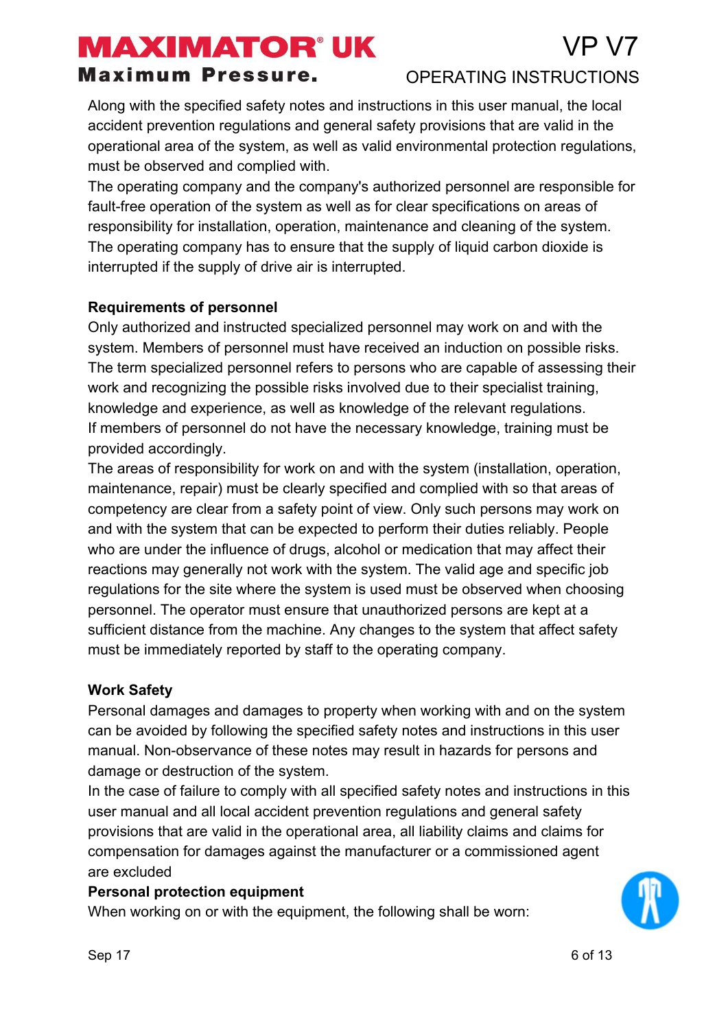Along with the specified safety notes and instructions in this user manual, the local accident prevention regulations and general safety provisions that are valid in the operational area of the system, as well as valid environmental protection regulations, must be observed and complied with.
The operating company and the company's authorized personnel are responsible for fault-free operation of the system as well as for clear specifications on areas of responsibility for installation, operation, maintenance and cleaning of the system.
The operating company has to ensure that the supply of liquid carbon dioxide is interrupted if the supply of drive air is interrupted.

**Requirements of personnel**

Only authorized and instructed specialized personnel may work on and with the system. Members of personnel must have received an induction on possible risks.
The term specialized personnel refers to persons who are capable of assessing their work and recognizing the possible risks involved due to their specialist training, knowledge and experience, as well as knowledge of the relevant regulations.
If members of personnel do not have the necessary knowledge, training must be provided accordingly.
The areas of responsibility for work on and with the system (installation, operation, maintenance, repair) must be clearly specified and complied with so that areas of competency are clear from a safety point of view. Only such persons may work on and with the system that can be expected to perform their duties reliably. People who are under the influence of drugs, alcohol or medication that may affect their reactions may generally not work with the system. The valid age and specific job regulations for the site where the system is used must be observed when choosing personnel. The operator must ensure that unauthorized persons are kept at a sufficient distance from the machine. Any changes to the system that affect safety must be immediately reported by staff to the operating company.

**Work Safety**

Personal damages and damages to property when working with and on the system can be avoided by following the specified safety notes and instructions in this user manual. Non-observance of these notes may result in hazards for persons and damage or destruction of the system.
In the case of failure to comply with all specified safety notes and instructions in this user manual and all local accident prevention regulations and general safety provisions that are valid in the operational area, all liability claims and claims for compensation for damages against the manufacturer or a commissioned agent are excluded

**Personal protection equipment**

When working on or with the equipment, the following shall be worn: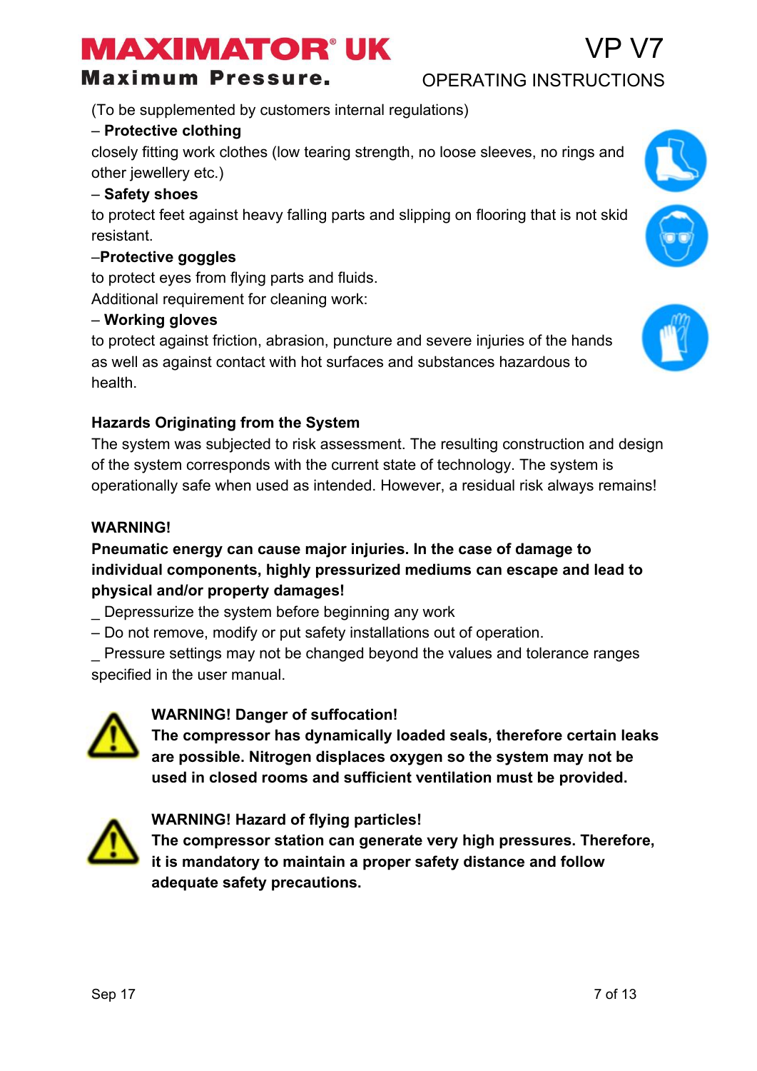(To be supplemented by customers internal regulations)

– **Protective clothing**

closely fitting work clothes (low tearing strength, no loose sleeves, no rings and other jewellery etc.)

– **Safety shoes**

to protect feet against heavy falling parts and slipping on flooring that is not skid resistant.

–**Protective goggles**

to protect eyes from flying parts and fluids.

Additional requirement for cleaning work:

– **Working gloves**

to protect against friction, abrasion, puncture and severe injuries of the hands as well as against contact with hot surfaces and substances hazardous to health.

**Hazards Originating from the System**

The system was subjected to risk assessment. The resulting construction and design of the system corresponds with the current state of technology. The system is operationally safe when used as intended. However, a residual risk always remains!

**WARNING!**

**Pneumatic energy can cause major injuries. In the case of damage to individual components, highly pressurized mediums can escape and lead to physical and/or property damages!**

_ Depressurize the system before beginning any work

– Do not remove, modify or put safety installations out of operation.

_ Pressure settings may not be changed beyond the values and tolerance ranges specified in the user manual.

**WARNING! Danger of suffocation!**

**The compressor has dynamically loaded seals, therefore certain leaks are possible. Nitrogen displaces oxygen so the system may not be used in closed rooms and sufficient ventilation must be provided.**

**WARNING! Hazard of flying particles!**

**The compressor station can generate very high pressures. Therefore, it is mandatory to maintain a proper safety distance and follow adequate safety precautions.**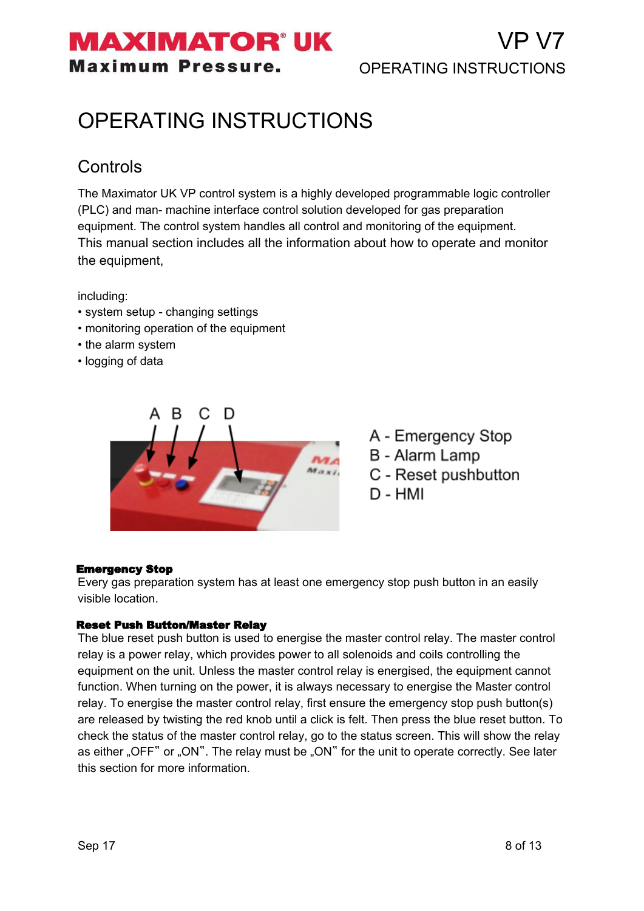# OPERATING INSTRUCTIONS

## Controls

The Maximator UK VP control system is a highly developed programmable logic controller (PLC) and man- machine interface control solution developed for gas preparation equipment. The control system handles all control and monitoring of the equipment.
This manual section includes all the information about how to operate and monitor the equipment,

including:

- system setup - changing settings
- monitoring operation of the equipment
- the alarm system
- logging of data

A - Emergency Stop
B - Alarm Lamp
C - Reset pushbutton
D - HMI

**Emergency Stop**
Every gas preparation system has at least one emergency stop push button in an easily visible location.

**Reset Push Button/Master Relay**
The blue reset push button is used to energise the master control relay. The master control relay is a power relay, which provides power to all solenoids and coils controlling the equipment on the unit. Unless the master control relay is energised, the equipment cannot function. When turning on the power, it is always necessary to energise the Master control relay. To energise the master control relay, first ensure the emergency stop push button(s) are released by twisting the red knob until a click is felt. Then press the blue reset button. To check the status of the master control relay, go to the status screen. This will show the relay as either „OFF" or „ON". The relay must be „ON" for the unit to operate correctly. See later this section for more information.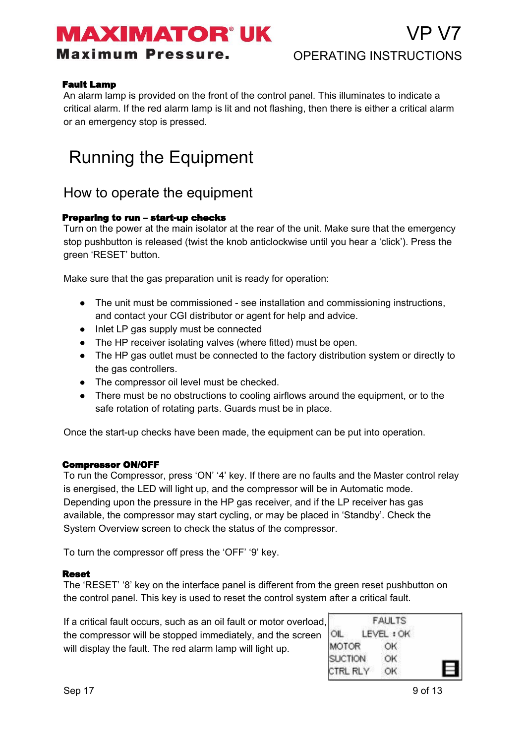**Fault Lamp**

An alarm lamp is provided on the front of the control panel. This illuminates to indicate a critical alarm. If the red alarm lamp is lit and not flashing, then there is either a critical alarm or an emergency stop is pressed.

# Running the Equipment

## How to operate the equipment

**Preparing to run – start-up checks**

Turn on the power at the main isolator at the rear of the unit. Make sure that the emergency stop pushbutton is released (twist the knob anticlockwise until you hear a 'click'). Press the green 'RESET' button.

Make sure that the gas preparation unit is ready for operation:

- The unit must be commissioned - see installation and commissioning instructions, and contact your CGI distributor or agent for help and advice.
- Inlet LP gas supply must be connected
- The HP receiver isolating valves (where fitted) must be open.
- The HP gas outlet must be connected to the factory distribution system or directly to the gas controllers.
- The compressor oil level must be checked.
- There must be no obstructions to cooling airflows around the equipment, or to the safe rotation of rotating parts. Guards must be in place.

Once the start-up checks have been made, the equipment can be put into operation.

**Compressor ON/OFF**

To run the Compressor, press 'ON' '4' key. If there are no faults and the Master control relay is energised, the LED will light up, and the compressor will be in Automatic mode. Depending upon the pressure in the HP gas receiver, and if the LP receiver has gas available, the compressor may start cycling, or may be placed in 'Standby'. Check the System Overview screen to check the status of the compressor.

To turn the compressor off press the 'OFF' '9' key.

**Reset**

The 'RESET' '8' key on the interface panel is different from the green reset pushbutton on the control panel. This key is used to reset the control system after a critical fault.

If a critical fault occurs, such as an oil fault or motor overload, the compressor will be stopped immediately, and the screen will display the fault. The red alarm lamp will light up.

```
      FAULTS
OIL    LEVEL : OK
MOTOR      OK
SUCTION    OK
CTRL RLY   OK
```

Sep 17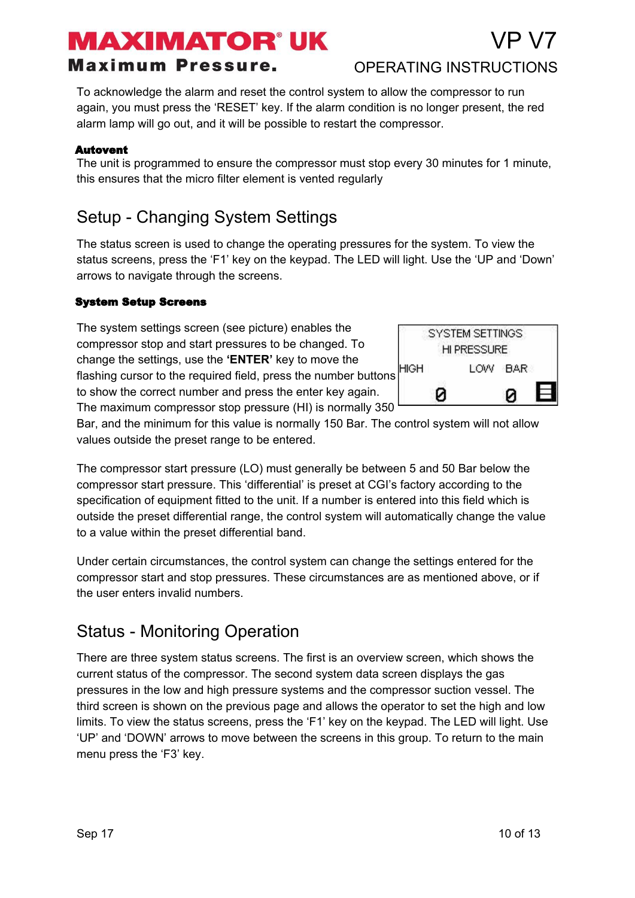To acknowledge the alarm and reset the control system to allow the compressor to run again, you must press the 'RESET' key. If the alarm condition is no longer present, the red alarm lamp will go out, and it will be possible to restart the compressor.

**Autovent**

The unit is programmed to ensure the compressor must stop every 30 minutes for 1 minute, this ensures that the micro filter element is vented regularly

## Setup - Changing System Settings

The status screen is used to change the operating pressures for the system. To view the status screens, press the 'F1' key on the keypad. The LED will light. Use the 'UP and 'Down' arrows to navigate through the screens.

**System Setup Screens**

The system settings screen (see picture) enables the compressor stop and start pressures to be changed. To change the settings, use the **'ENTER'** key to move the flashing cursor to the required field, press the number buttons to show the correct number and press the enter key again. The maximum compressor stop pressure (HI) is normally 350 Bar, and the minimum for this value is normally 150 Bar. The control system will not allow values outside the preset range to be entered.

```
SYSTEM SETTINGS
HI PRESSURE
HIGH          LOW   BAR
   0            0
```

The compressor start pressure (LO) must generally be between 5 and 50 Bar below the compressor start pressure. This 'differential' is preset at CGI's factory according to the specification of equipment fitted to the unit. If a number is entered into this field which is outside the preset differential range, the control system will automatically change the value to a value within the preset differential band.

Under certain circumstances, the control system can change the settings entered for the compressor start and stop pressures. These circumstances are as mentioned above, or if the user enters invalid numbers.

## Status - Monitoring Operation

There are three system status screens. The first is an overview screen, which shows the current status of the compressor. The second system data screen displays the gas pressures in the low and high pressure systems and the compressor suction vessel. The third screen is shown on the previous page and allows the operator to set the high and low limits. To view the status screens, press the 'F1' key on the keypad. The LED will light. Use 'UP' and 'DOWN' arrows to move between the screens in this group. To return to the main menu press the 'F3' key.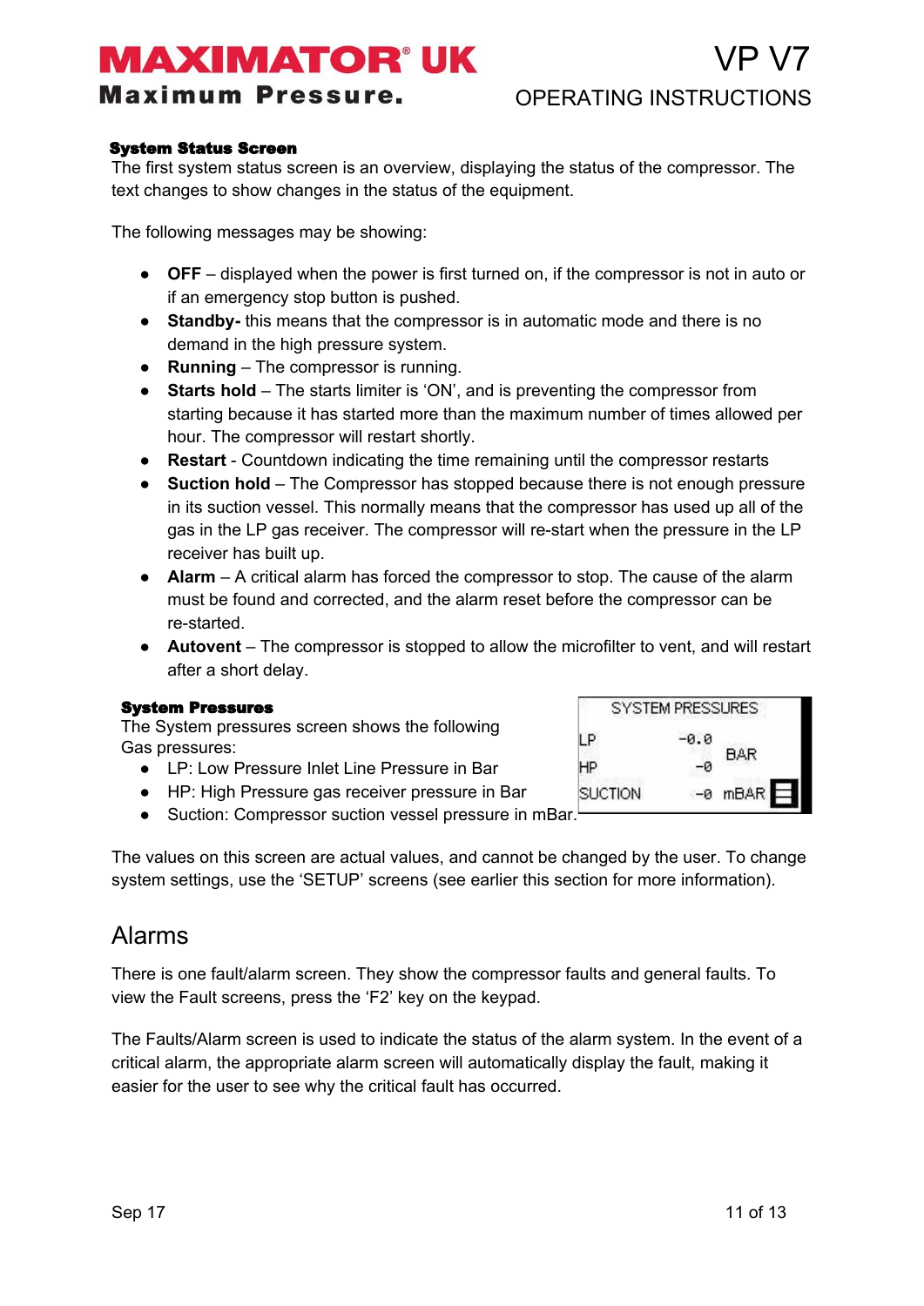**System Status Screen**

The first system status screen is an overview, displaying the status of the compressor. The text changes to show changes in the status of the equipment.

The following messages may be showing:

- **OFF** – displayed when the power is first turned on, if the compressor is not in auto or if an emergency stop button is pushed.
- **Standby-** this means that the compressor is in automatic mode and there is no demand in the high pressure system.
- **Running** – The compressor is running.
- **Starts hold** – The starts limiter is 'ON', and is preventing the compressor from starting because it has started more than the maximum number of times allowed per hour. The compressor will restart shortly.
- **Restart** - Countdown indicating the time remaining until the compressor restarts
- **Suction hold** – The Compressor has stopped because there is not enough pressure in its suction vessel. This normally means that the compressor has used up all of the gas in the LP gas receiver. The compressor will re-start when the pressure in the LP receiver has built up.
- **Alarm** – A critical alarm has forced the compressor to stop. The cause of the alarm must be found and corrected, and the alarm reset before the compressor can be re-started.
- **Autovent** – The compressor is stopped to allow the microfilter to vent, and will restart after a short delay.

**System Pressures**

The System pressures screen shows the following Gas pressures:

- LP: Low Pressure Inlet Line Pressure in Bar
- HP: High Pressure gas receiver pressure in Bar
- Suction: Compressor suction vessel pressure in mBar.

| SYSTEM PRESSURES | | |
|---|---|---|
| LP | -0.0 | BAR |
| HP | -0 | |
| SUCTION | -0 | mBAR |

The values on this screen are actual values, and cannot be changed by the user. To change system settings, use the 'SETUP' screens (see earlier this section for more information).

## Alarms

There is one fault/alarm screen. They show the compressor faults and general faults. To view the Fault screens, press the 'F2' key on the keypad.

The Faults/Alarm screen is used to indicate the status of the alarm system. In the event of a critical alarm, the appropriate alarm screen will automatically display the fault, making it easier for the user to see why the critical fault has occurred.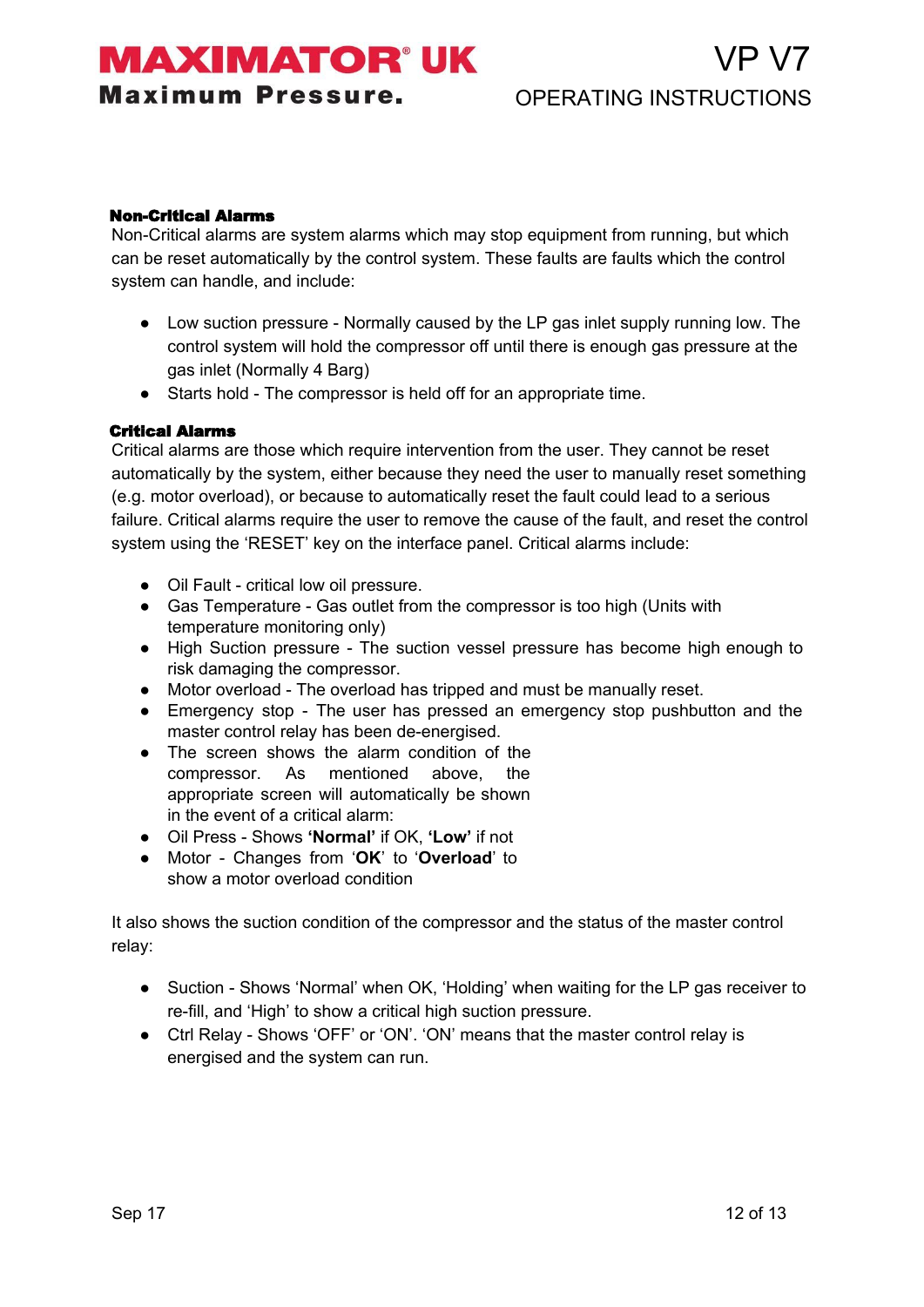**Non-Critical Alarms**

Non-Critical alarms are system alarms which may stop equipment from running, but which can be reset automatically by the control system. These faults are faults which the control system can handle, and include:

- Low suction pressure - Normally caused by the LP gas inlet supply running low. The control system will hold the compressor off until there is enough gas pressure at the gas inlet (Normally 4 Barg)
- Starts hold - The compressor is held off for an appropriate time.

**Critical Alarms**

Critical alarms are those which require intervention from the user. They cannot be reset automatically by the system, either because they need the user to manually reset something (e.g. motor overload), or because to automatically reset the fault could lead to a serious failure. Critical alarms require the user to remove the cause of the fault, and reset the control system using the 'RESET' key on the interface panel. Critical alarms include:

- Oil Fault - critical low oil pressure.
- Gas Temperature - Gas outlet from the compressor is too high (Units with temperature monitoring only)
- High Suction pressure - The suction vessel pressure has become high enough to risk damaging the compressor.
- Motor overload - The overload has tripped and must be manually reset.
- Emergency stop - The user has pressed an emergency stop pushbutton and the master control relay has been de-energised.
- The screen shows the alarm condition of the compressor. As mentioned above, the appropriate screen will automatically be shown in the event of a critical alarm:
- Oil Press - Shows **'Normal'** if OK, **'Low'** if not
- Motor - Changes from '**OK**' to '**Overload**' to show a motor overload condition

It also shows the suction condition of the compressor and the status of the master control relay:

- Suction - Shows 'Normal' when OK, 'Holding' when waiting for the LP gas receiver to re-fill, and 'High' to show a critical high suction pressure.
- Ctrl Relay - Shows 'OFF' or 'ON'. 'ON' means that the master control relay is energised and the system can run.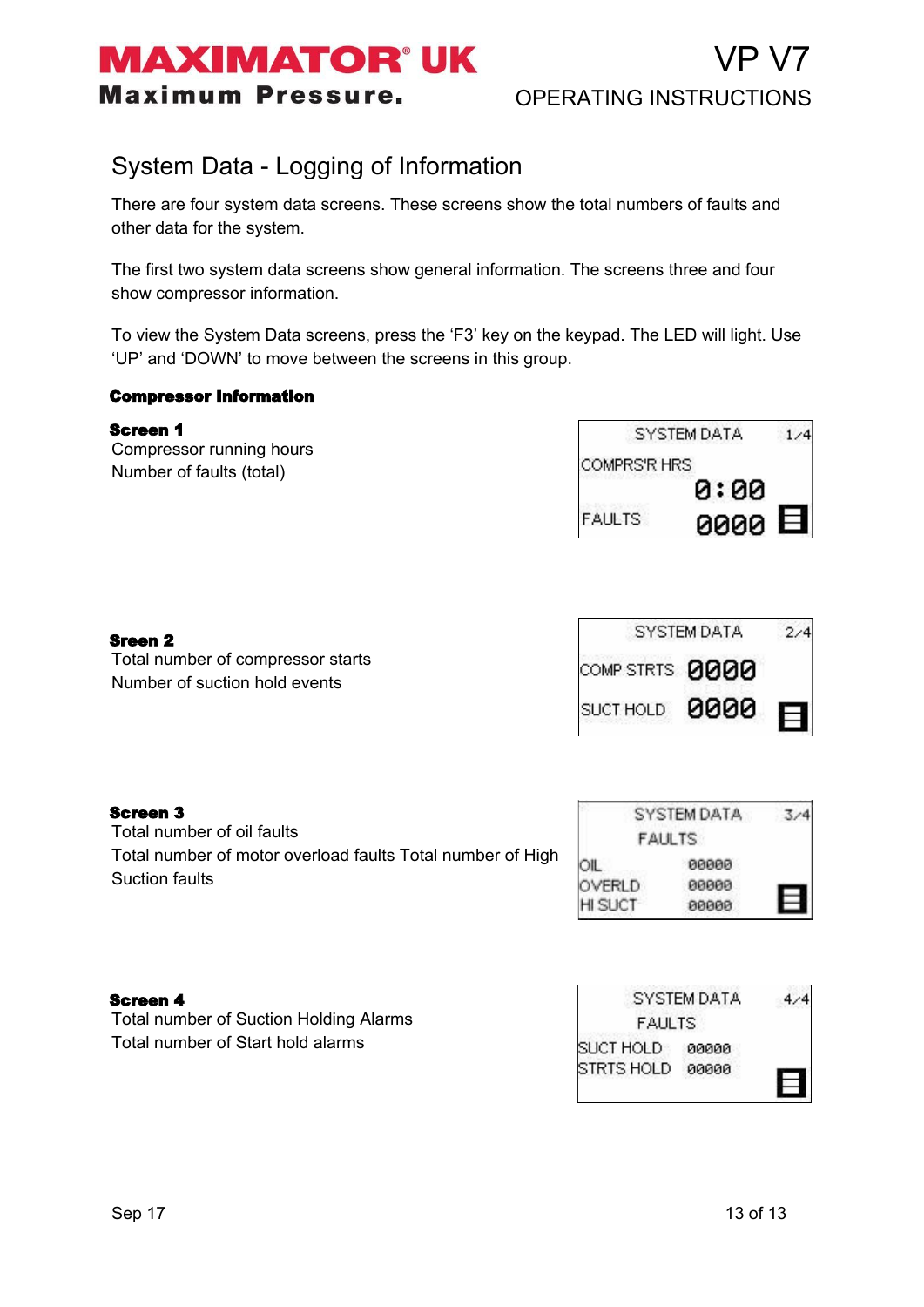## System Data - Logging of Information

There are four system data screens. These screens show the total numbers of faults and other data for the system.

The first two system data screens show general information. The screens three and four show compressor information.

To view the System Data screens, press the ‘F3’ key on the keypad. The LED will light. Use ‘UP’ and ‘DOWN’ to move between the screens in this group.

**Compressor Information**

**Screen 1**

Compressor running hours

Number of faults (total)

SYSTEM DATA 1/4
COMPRS'R HRS
0:00
FAULTS 0000

**Sreen 2**

Total number of compressor starts

Number of suction hold events

SYSTEM DATA 2/4
COMP STRTS 0000
SUCT HOLD 0000

**Screen 3**

Total number of oil faults

Total number of motor overload faults Total number of High Suction faults

SYSTEM DATA 3/4
FAULTS
OIL 00000
OVERLD 00000
HI SUCT 00000

**Screen 4**

Total number of Suction Holding Alarms

Total number of Start hold alarms

SYSTEM DATA 4/4
FAULTS
SUCT HOLD 00000
STRTS HOLD 00000

Sep 17